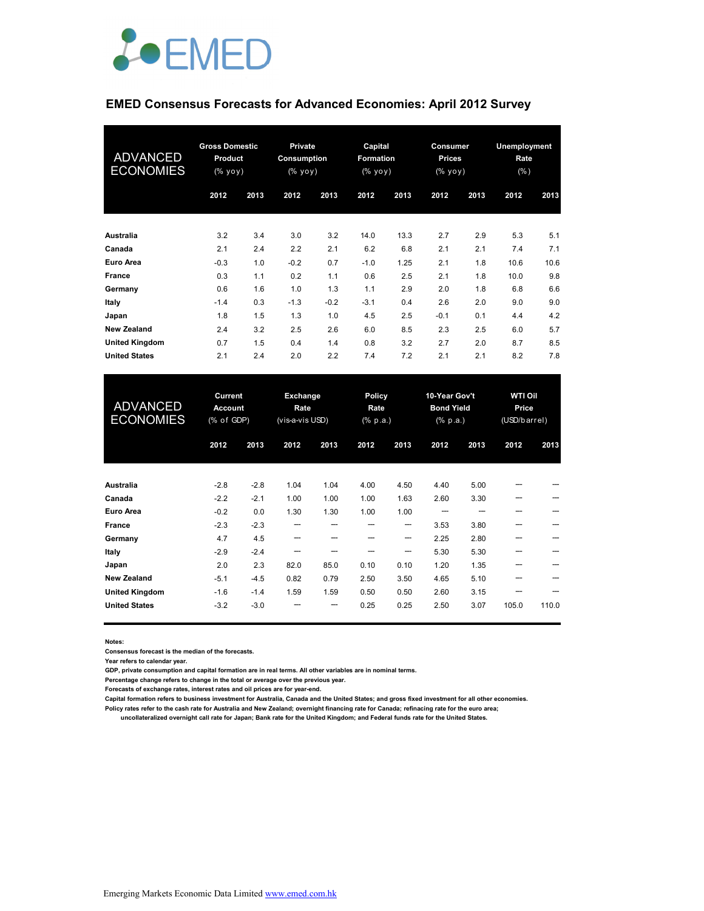EMED

# EMED Consensus Forecasts for Advanced Economies: April 2012 Survey

| ADVANCED ECONOMIES | Gross Domestic Product (% yoy) | | Private Consumption (% yoy) | | Capital Formation (% yoy) | | Consumer Prices (% yoy) | | Unemployment Rate (%) | |
|---|---|---|---|---|---|---|---|---|---|---|
| | 2012 | 2013 | 2012 | 2013 | 2012 | 2013 | 2012 | 2013 | 2012 | 2013 |
| **Australia** | 3.2 | 3.4 | 3.0 | 3.2 | 14.0 | 13.3 | 2.7 | 2.9 | 5.3 | 5.1 |
| **Canada** | 2.1 | 2.4 | 2.2 | 2.1 | 6.2 | 6.8 | 2.1 | 2.1 | 7.4 | 7.1 |
| **Euro Area** | -0.3 | 1.0 | -0.2 | 0.7 | -1.0 | 1.25 | 2.1 | 1.8 | 10.6 | 10.6 |
| **France** | 0.3 | 1.1 | 0.2 | 1.1 | 0.6 | 2.5 | 2.1 | 1.8 | 10.0 | 9.8 |
| **Germany** | 0.6 | 1.6 | 1.0 | 1.3 | 1.1 | 2.9 | 2.0 | 1.8 | 6.8 | 6.6 |
| **Italy** | -1.4 | 0.3 | -1.3 | -0.2 | -3.1 | 0.4 | 2.6 | 2.0 | 9.0 | 9.0 |
| **Japan** | 1.8 | 1.5 | 1.3 | 1.0 | 4.5 | 2.5 | -0.1 | 0.1 | 4.4 | 4.2 |
| **New Zealand** | 2.4 | 3.2 | 2.5 | 2.6 | 6.0 | 8.5 | 2.3 | 2.5 | 6.0 | 5.7 |
| **United Kingdom** | 0.7 | 1.5 | 0.4 | 1.4 | 0.8 | 3.2 | 2.7 | 2.0 | 8.7 | 8.5 |
| **United States** | 2.1 | 2.4 | 2.0 | 2.2 | 7.4 | 7.2 | 2.1 | 2.1 | 8.2 | 7.8 |

| ADVANCED ECONOMIES | Current Account (% of GDP) | | Exchange Rate (vis-a-vis USD) | | Policy Rate (% p.a.) | | 10-Year Gov't Bond Yield (% p.a.) | | WTI Oil Price (USD/barrel) | |
|---|---|---|---|---|---|---|---|---|---|---|
| | 2012 | 2013 | 2012 | 2013 | 2012 | 2013 | 2012 | 2013 | 2012 | 2013 |
| **Australia** | -2.8 | -2.8 | 1.04 | 1.04 | 4.00 | 4.50 | 4.40 | 5.00 | --- | --- |
| **Canada** | -2.2 | -2.1 | 1.00 | 1.00 | 1.00 | 1.63 | 2.60 | 3.30 | --- | --- |
| **Euro Area** | -0.2 | 0.0 | 1.30 | 1.30 | 1.00 | 1.00 | --- | --- | --- | --- |
| **France** | -2.3 | -2.3 | --- | --- | --- | --- | 3.53 | 3.80 | --- | --- |
| **Germany** | 4.7 | 4.5 | --- | --- | --- | --- | 2.25 | 2.80 | --- | --- |
| **Italy** | -2.9 | -2.4 | --- | --- | --- | --- | 5.30 | 5.30 | --- | --- |
| **Japan** | 2.0 | 2.3 | 82.0 | 85.0 | 0.10 | 0.10 | 1.20 | 1.35 | --- | --- |
| **New Zealand** | -5.1 | -4.5 | 0.82 | 0.79 | 2.50 | 3.50 | 4.65 | 5.10 | --- | --- |
| **United Kingdom** | -1.6 | -1.4 | 1.59 | 1.59 | 0.50 | 0.50 | 2.60 | 3.15 | --- | --- |
| **United States** | -3.2 | -3.0 | --- | --- | 0.25 | 0.25 | 2.50 | 3.07 | 105.0 | 110.0 |

**Notes:**
**Consensus forecast is the median of the forecasts.**
**Year refers to calendar year.**
**GDP, private consumption and capital formation are in real terms. All other variables are in nominal terms.**
**Percentage change refers to change in the total or average over the previous year.**
**Forecasts of exchange rates, interest rates and oil prices are for year-end.**
**Capital formation refers to business investment for Australia, Canada and the United States; and gross fixed investment for all other economies.**
**Policy rates refer to the cash rate for Australia and New Zealand; overnight financing rate for Canada; refinacing rate for the euro area; uncollateralized overnight call rate for Japan; Bank rate for the United Kingdom; and Federal funds rate for the United States.**

Emerging Markets Economic Data Limited www.emed.com.hk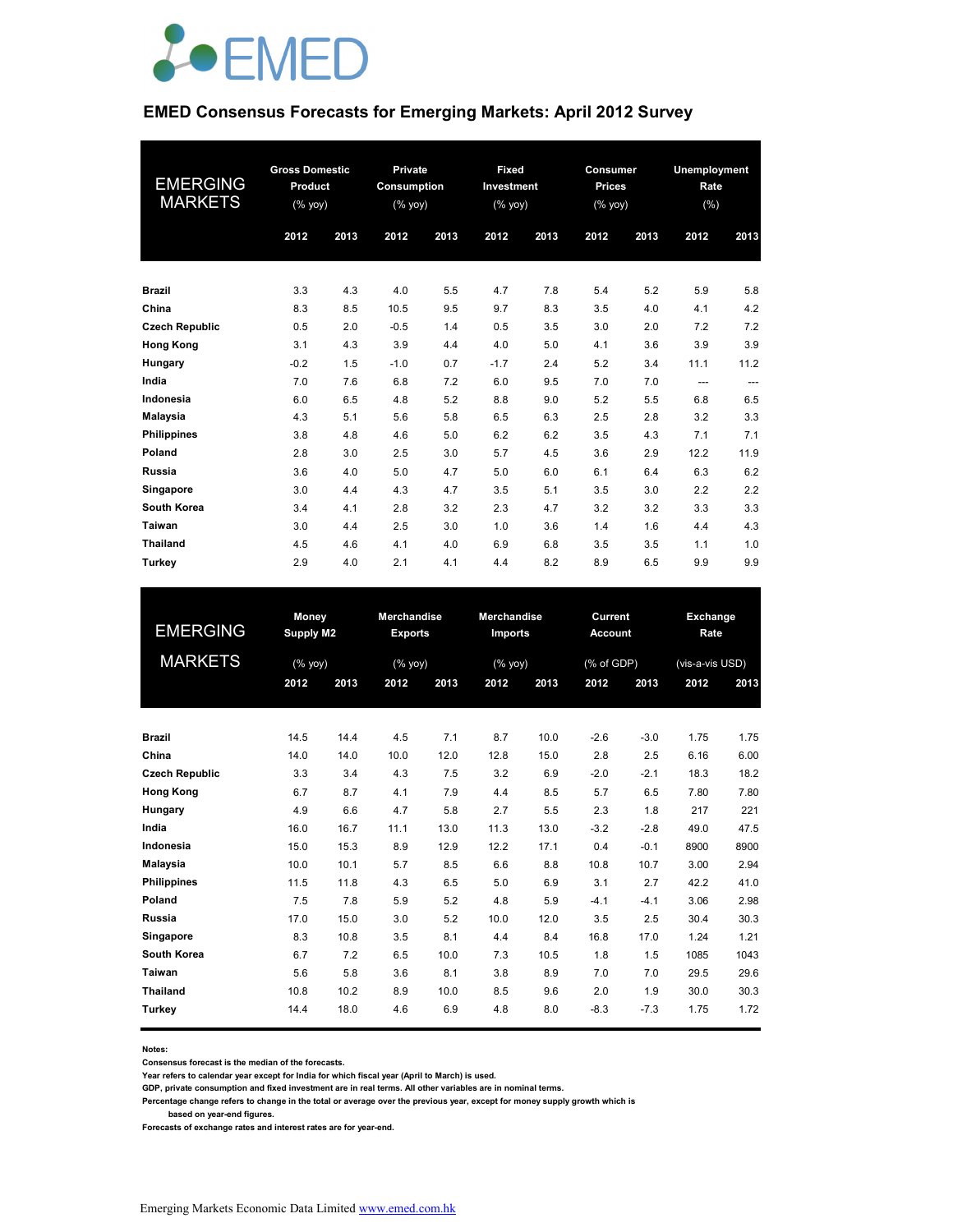# EMED Consensus Forecasts for Emerging Markets: April 2012 Survey

| EMERGING MARKETS | Gross Domestic Product (% yoy) | | Private Consumption (% yoy) | | Fixed Investment (% yoy) | | Consumer Prices (% yoy) | | Unemployment Rate (%) | |
|---|---|---|---|---|---|---|---|---|---|---|
| | 2012 | 2013 | 2012 | 2013 | 2012 | 2013 | 2012 | 2013 | 2012 | 2013 |
| **Brazil** | 3.3 | 4.3 | 4.0 | 5.5 | 4.7 | 7.8 | 5.4 | 5.2 | 5.9 | 5.8 |
| **China** | 8.3 | 8.5 | 10.5 | 9.5 | 9.7 | 8.3 | 3.5 | 4.0 | 4.1 | 4.2 |
| **Czech Republic** | 0.5 | 2.0 | -0.5 | 1.4 | 0.5 | 3.5 | 3.0 | 2.0 | 7.2 | 7.2 |
| **Hong Kong** | 3.1 | 4.3 | 3.9 | 4.4 | 4.0 | 5.0 | 4.1 | 3.6 | 3.9 | 3.9 |
| **Hungary** | -0.2 | 1.5 | -1.0 | 0.7 | -1.7 | 2.4 | 5.2 | 3.4 | 11.1 | 11.2 |
| **India** | 7.0 | 7.6 | 6.8 | 7.2 | 6.0 | 9.5 | 7.0 | 7.0 | --- | --- |
| **Indonesia** | 6.0 | 6.5 | 4.8 | 5.2 | 8.8 | 9.0 | 5.2 | 5.5 | 6.8 | 6.5 |
| **Malaysia** | 4.3 | 5.1 | 5.6 | 5.8 | 6.5 | 6.3 | 2.5 | 2.8 | 3.2 | 3.3 |
| **Philippines** | 3.8 | 4.8 | 4.6 | 5.0 | 6.2 | 6.2 | 3.5 | 4.3 | 7.1 | 7.1 |
| **Poland** | 2.8 | 3.0 | 2.5 | 3.0 | 5.7 | 4.5 | 3.6 | 2.9 | 12.2 | 11.9 |
| **Russia** | 3.6 | 4.0 | 5.0 | 4.7 | 5.0 | 6.0 | 6.1 | 6.4 | 6.3 | 6.2 |
| **Singapore** | 3.0 | 4.4 | 4.3 | 4.7 | 3.5 | 5.1 | 3.5 | 3.0 | 2.2 | 2.2 |
| **South Korea** | 3.4 | 4.1 | 2.8 | 3.2 | 2.3 | 4.7 | 3.2 | 3.2 | 3.3 | 3.3 |
| **Taiwan** | 3.0 | 4.4 | 2.5 | 3.0 | 1.0 | 3.6 | 1.4 | 1.6 | 4.4 | 4.3 |
| **Thailand** | 4.5 | 4.6 | 4.1 | 4.0 | 6.9 | 6.8 | 3.5 | 3.5 | 1.1 | 1.0 |
| **Turkey** | 2.9 | 4.0 | 2.1 | 4.1 | 4.4 | 8.2 | 8.9 | 6.5 | 9.9 | 9.9 |

| EMERGING MARKETS | Money Supply M2 (% yoy) | | Merchandise Exports (% yoy) | | Merchandise Imports (% yoy) | | Current Account (% of GDP) | | Exchange Rate (vis-a-vis USD) | |
|---|---|---|---|---|---|---|---|---|---|---|
| | 2012 | 2013 | 2012 | 2013 | 2012 | 2013 | 2012 | 2013 | 2012 | 2013 |
| **Brazil** | 14.5 | 14.4 | 4.5 | 7.1 | 8.7 | 10.0 | -2.6 | -3.0 | 1.75 | 1.75 |
| **China** | 14.0 | 14.0 | 10.0 | 12.0 | 12.8 | 15.0 | 2.8 | 2.5 | 6.16 | 6.00 |
| **Czech Republic** | 3.3 | 3.4 | 4.3 | 7.5 | 3.2 | 6.9 | -2.0 | -2.1 | 18.3 | 18.2 |
| **Hong Kong** | 6.7 | 8.7 | 4.1 | 7.9 | 4.4 | 8.5 | 5.7 | 6.5 | 7.80 | 7.80 |
| **Hungary** | 4.9 | 6.6 | 4.7 | 5.8 | 2.7 | 5.5 | 2.3 | 1.8 | 217 | 221 |
| **India** | 16.0 | 16.7 | 11.1 | 13.0 | 11.3 | 13.0 | -3.2 | -2.8 | 49.0 | 47.5 |
| **Indonesia** | 15.0 | 15.3 | 8.9 | 12.9 | 12.2 | 17.1 | 0.4 | -0.1 | 8900 | 8900 |
| **Malaysia** | 10.0 | 10.1 | 5.7 | 8.5 | 6.6 | 8.8 | 10.8 | 10.7 | 3.00 | 2.94 |
| **Philippines** | 11.5 | 11.8 | 4.3 | 6.5 | 5.0 | 6.9 | 3.1 | 2.7 | 42.2 | 41.0 |
| **Poland** | 7.5 | 7.8 | 5.9 | 5.2 | 4.8 | 5.9 | -4.1 | -4.1 | 3.06 | 2.98 |
| **Russia** | 17.0 | 15.0 | 3.0 | 5.2 | 10.0 | 12.0 | 3.5 | 2.5 | 30.4 | 30.3 |
| **Singapore** | 8.3 | 10.8 | 3.5 | 8.1 | 4.4 | 8.4 | 16.8 | 17.0 | 1.24 | 1.21 |
| **South Korea** | 6.7 | 7.2 | 6.5 | 10.0 | 7.3 | 10.5 | 1.8 | 1.5 | 1085 | 1043 |
| **Taiwan** | 5.6 | 5.8 | 3.6 | 8.1 | 3.8 | 8.9 | 7.0 | 7.0 | 29.5 | 29.6 |
| **Thailand** | 10.8 | 10.2 | 8.9 | 10.0 | 8.5 | 9.6 | 2.0 | 1.9 | 30.0 | 30.3 |
| **Turkey** | 14.4 | 18.0 | 4.6 | 6.9 | 4.8 | 8.0 | -8.3 | -7.3 | 1.75 | 1.72 |

**Notes:**

**Consensus forecast is the median of the forecasts.**

**Year refers to calendar year except for India for which fiscal year (April to March) is used.**

**GDP, private consumption and fixed investment are in real terms. All other variables are in nominal terms.**

**Percentage change refers to change in the total or average over the previous year, except for money supply growth which is based on year-end figures.**

**Forecasts of exchange rates and interest rates are for year-end.**

Emerging Markets Economic Data Limited [www.emed.com.hk](http://www.emed.com.hk)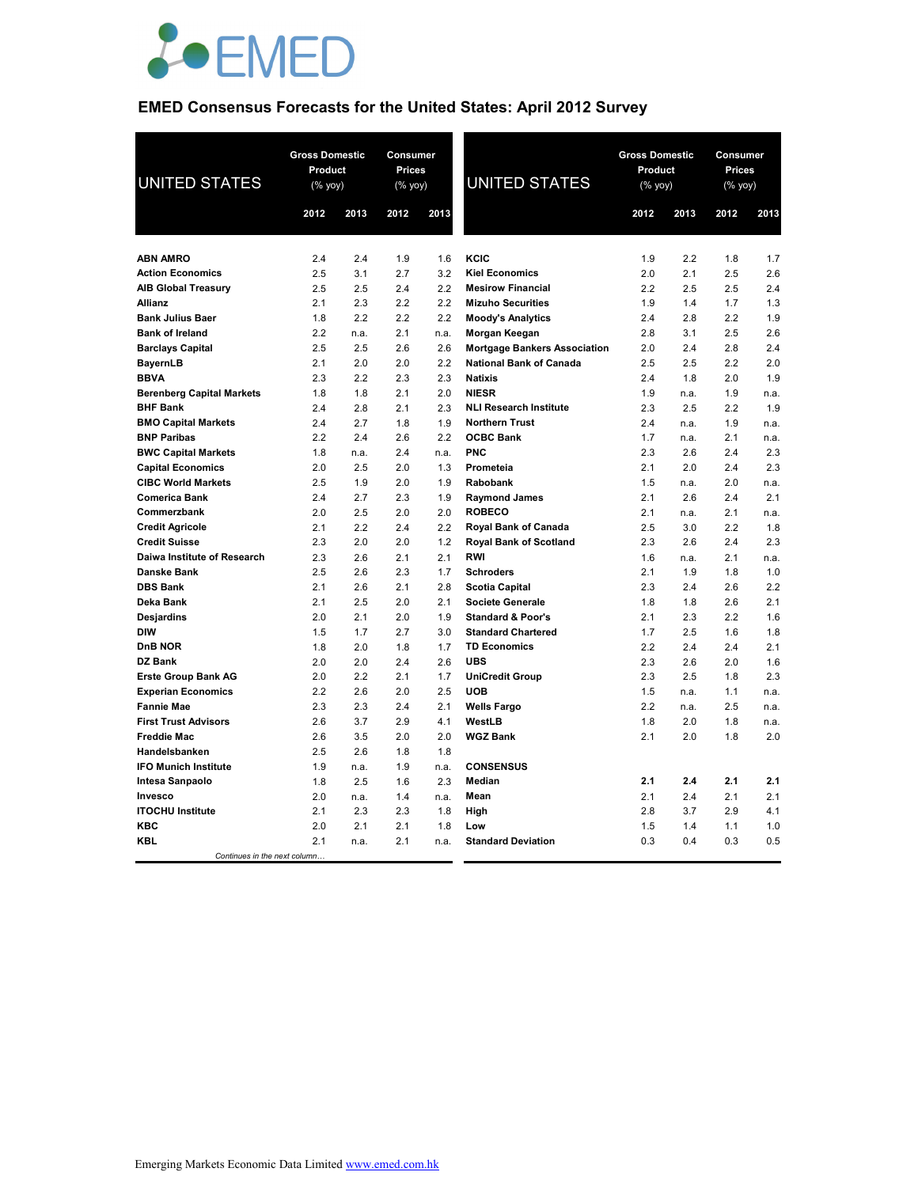EMED

# EMED Consensus Forecasts for the United States: April 2012 Survey

| UNITED STATES | Gross Domestic Product (% yoy) | | Consumer Prices (% yoy) | |
|---|---|---|---|---|
| | 2012 | 2013 | 2012 | 2013 |
| **ABN AMRO** | 2.4 | 2.4 | 1.9 | 1.6 |
| **Action Economics** | 2.5 | 3.1 | 2.7 | 3.2 |
| **AIB Global Treasury** | 2.5 | 2.5 | 2.4 | 2.2 |
| **Allianz** | 2.1 | 2.3 | 2.2 | 2.2 |
| **Bank Julius Baer** | 1.8 | 2.2 | 2.2 | 2.2 |
| **Bank of Ireland** | 2.2 | n.a. | 2.1 | n.a. |
| **Barclays Capital** | 2.5 | 2.5 | 2.6 | 2.6 |
| **BayernLB** | 2.1 | 2.0 | 2.0 | 2.2 |
| **BBVA** | 2.3 | 2.2 | 2.3 | 2.3 |
| **Berenberg Capital Markets** | 1.8 | 1.8 | 2.1 | 2.0 |
| **BHF Bank** | 2.4 | 2.8 | 2.1 | 2.3 |
| **BMO Capital Markets** | 2.4 | 2.7 | 1.8 | 1.9 |
| **BNP Paribas** | 2.2 | 2.4 | 2.6 | 2.2 |
| **BWC Capital Markets** | 1.8 | n.a. | 2.4 | n.a. |
| **Capital Economics** | 2.0 | 2.5 | 2.0 | 1.3 |
| **CIBC World Markets** | 2.5 | 1.9 | 2.0 | 1.9 |
| **Comerica Bank** | 2.4 | 2.7 | 2.3 | 1.9 |
| **Commerzbank** | 2.0 | 2.5 | 2.0 | 2.0 |
| **Credit Agricole** | 2.1 | 2.2 | 2.4 | 2.2 |
| **Credit Suisse** | 2.3 | 2.0 | 2.0 | 1.2 |
| **Daiwa Institute of Research** | 2.3 | 2.6 | 2.1 | 2.1 |
| **Danske Bank** | 2.5 | 2.6 | 2.3 | 1.7 |
| **DBS Bank** | 2.1 | 2.6 | 2.1 | 2.8 |
| **Deka Bank** | 2.1 | 2.5 | 2.0 | 2.1 |
| **Desjardins** | 2.0 | 2.1 | 2.0 | 1.9 |
| **DIW** | 1.5 | 1.7 | 2.7 | 3.0 |
| **DnB NOR** | 1.8 | 2.0 | 1.8 | 1.7 |
| **DZ Bank** | 2.0 | 2.0 | 2.4 | 2.6 |
| **Erste Group Bank AG** | 2.0 | 2.2 | 2.1 | 1.7 |
| **Experian Economics** | 2.2 | 2.6 | 2.0 | 2.5 |
| **Fannie Mae** | 2.3 | 2.3 | 2.4 | 2.1 |
| **First Trust Advisors** | 2.6 | 3.7 | 2.9 | 4.1 |
| **Freddie Mac** | 2.6 | 3.5 | 2.0 | 2.0 |
| **Handelsbanken** | 2.5 | 2.6 | 1.8 | 1.8 |
| **IFO Munich Institute** | 1.9 | n.a. | 1.9 | n.a. |
| **Intesa Sanpaolo** | 1.8 | 2.5 | 1.6 | 2.3 |
| **Invesco** | 2.0 | n.a. | 1.4 | n.a. |
| **ITOCHU Institute** | 2.1 | 2.3 | 2.3 | 1.8 |
| **KBC** | 2.0 | 2.1 | 2.1 | 1.8 |
| **KBL** | 2.1 | n.a. | 2.1 | n.a. |
| **KCIC** | 1.9 | 2.2 | 1.8 | 1.7 |
| **Kiel Economics** | 2.0 | 2.1 | 2.5 | 2.6 |
| **Mesirow Financial** | 2.2 | 2.5 | 2.5 | 2.4 |
| **Mizuho Securities** | 1.9 | 1.4 | 1.7 | 1.3 |
| **Moody's Analytics** | 2.4 | 2.8 | 2.2 | 1.9 |
| **Morgan Keegan** | 2.8 | 3.1 | 2.5 | 2.6 |
| **Mortgage Bankers Association** | 2.0 | 2.4 | 2.8 | 2.4 |
| **National Bank of Canada** | 2.5 | 2.5 | 2.2 | 2.0 |
| **Natixis** | 2.4 | 1.8 | 2.0 | 1.9 |
| **NIESR** | 1.9 | n.a. | 1.9 | n.a. |
| **NLI Research Institute** | 2.3 | 2.5 | 2.2 | 1.9 |
| **Northern Trust** | 2.4 | n.a. | 1.9 | n.a. |
| **OCBC Bank** | 1.7 | n.a. | 2.1 | n.a. |
| **PNC** | 2.3 | 2.6 | 2.4 | 2.3 |
| **Prometeia** | 2.1 | 2.0 | 2.4 | 2.3 |
| **Rabobank** | 1.5 | n.a. | 2.0 | n.a. |
| **Raymond James** | 2.1 | 2.6 | 2.4 | 2.1 |
| **ROBECO** | 2.1 | n.a. | 2.1 | n.a. |
| **Royal Bank of Canada** | 2.5 | 3.0 | 2.2 | 1.8 |
| **Royal Bank of Scotland** | 2.3 | 2.6 | 2.4 | 2.3 |
| **RWI** | 1.6 | n.a. | 2.1 | n.a. |
| **Schroders** | 2.1 | 1.9 | 1.8 | 1.0 |
| **Scotia Capital** | 2.3 | 2.4 | 2.6 | 2.2 |
| **Societe Generale** | 1.8 | 1.8 | 2.6 | 2.1 |
| **Standard & Poor's** | 2.1 | 2.3 | 2.2 | 1.6 |
| **Standard Chartered** | 1.7 | 2.5 | 1.6 | 1.8 |
| **TD Economics** | 2.2 | 2.4 | 2.4 | 2.1 |
| **UBS** | 2.3 | 2.6 | 2.0 | 1.6 |
| **UniCredit Group** | 2.3 | 2.5 | 1.8 | 2.3 |
| **UOB** | 1.5 | n.a. | 1.1 | n.a. |
| **Wells Fargo** | 2.2 | n.a. | 2.5 | n.a. |
| **WestLB** | 1.8 | 2.0 | 1.8 | n.a. |
| **WGZ Bank** | 2.1 | 2.0 | 1.8 | 2.0 |
| **CONSENSUS** | | | | |
| **Median** | **2.1** | **2.4** | **2.1** | **2.1** |
| **Mean** | 2.1 | 2.4 | 2.1 | 2.1 |
| **High** | 2.8 | 3.7 | 2.9 | 4.1 |
| **Low** | 1.5 | 1.4 | 1.1 | 1.0 |
| **Standard Deviation** | 0.3 | 0.4 | 0.3 | 0.5 |

*Continues in the next column…*

Emerging Markets Economic Data Limited www.emed.com.hk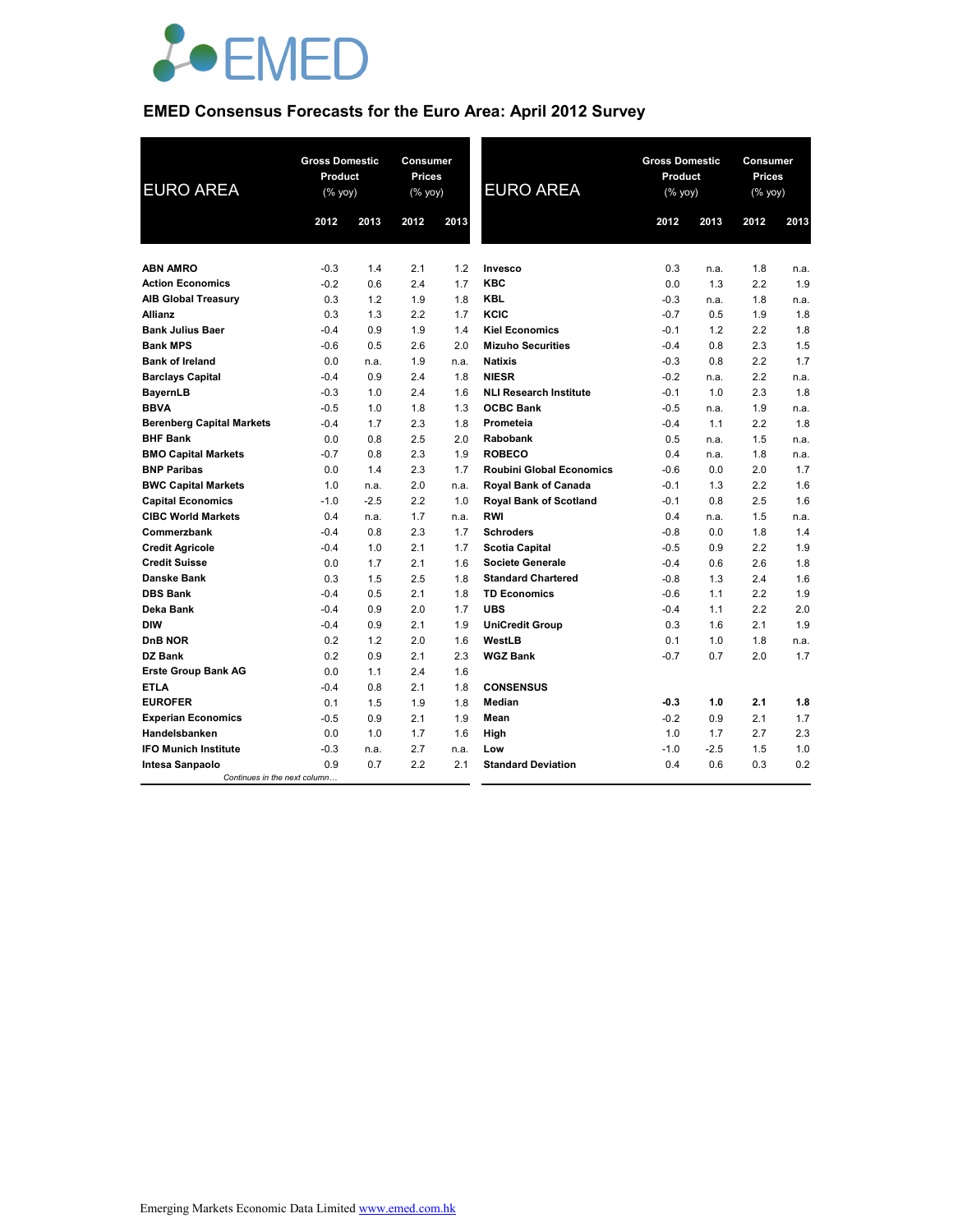# EMED

## EMED Consensus Forecasts for the Euro Area: April 2012 Survey

| EURO AREA | Gross Domestic Product (% yoy) | | Consumer Prices (% yoy) | |
|---|---|---|---|---|
| | 2012 | 2013 | 2012 | 2013 |
| **ABN AMRO** | -0.3 | 1.4 | 2.1 | 1.2 |
| **Action Economics** | -0.2 | 0.6 | 2.4 | 1.7 |
| **AIB Global Treasury** | 0.3 | 1.2 | 1.9 | 1.8 |
| **Allianz** | 0.3 | 1.3 | 2.2 | 1.7 |
| **Bank Julius Baer** | -0.4 | 0.9 | 1.9 | 1.4 |
| **Bank MPS** | -0.6 | 0.5 | 2.6 | 2.0 |
| **Bank of Ireland** | 0.0 | n.a. | 1.9 | n.a. |
| **Barclays Capital** | -0.4 | 0.9 | 2.4 | 1.8 |
| **BayernLB** | -0.3 | 1.0 | 2.4 | 1.6 |
| **BBVA** | -0.5 | 1.0 | 1.8 | 1.3 |
| **Berenberg Capital Markets** | -0.4 | 1.7 | 2.3 | 1.8 |
| **BHF Bank** | 0.0 | 0.8 | 2.5 | 2.0 |
| **BMO Capital Markets** | -0.7 | 0.8 | 2.3 | 1.9 |
| **BNP Paribas** | 0.0 | 1.4 | 2.3 | 1.7 |
| **BWC Capital Markets** | 1.0 | n.a. | 2.0 | n.a. |
| **Capital Economics** | -1.0 | -2.5 | 2.2 | 1.0 |
| **CIBC World Markets** | 0.4 | n.a. | 1.7 | n.a. |
| **Commerzbank** | -0.4 | 0.8 | 2.3 | 1.7 |
| **Credit Agricole** | -0.4 | 1.0 | 2.1 | 1.7 |
| **Credit Suisse** | 0.0 | 1.7 | 2.1 | 1.6 |
| **Danske Bank** | 0.3 | 1.5 | 2.5 | 1.8 |
| **DBS Bank** | -0.4 | 0.5 | 2.1 | 1.8 |
| **Deka Bank** | -0.4 | 0.9 | 2.0 | 1.7 |
| **DIW** | -0.4 | 0.9 | 2.1 | 1.9 |
| **DnB NOR** | 0.2 | 1.2 | 2.0 | 1.6 |
| **DZ Bank** | 0.2 | 0.9 | 2.1 | 2.3 |
| **Erste Group Bank AG** | 0.0 | 1.1 | 2.4 | 1.6 |
| **ETLA** | -0.4 | 0.8 | 2.1 | 1.8 |
| **EUROFER** | 0.1 | 1.5 | 1.9 | 1.8 |
| **Experian Economics** | -0.5 | 0.9 | 2.1 | 1.9 |
| **Handelsbanken** | 0.0 | 1.0 | 1.7 | 1.6 |
| **IFO Munich Institute** | -0.3 | n.a. | 2.7 | n.a. |
| **Intesa Sanpaolo** | 0.9 | 0.7 | 2.2 | 2.1 |
| **Invesco** | 0.3 | n.a. | 1.8 | n.a. |
| **KBC** | 0.0 | 1.3 | 2.2 | 1.9 |
| **KBL** | -0.3 | n.a. | 1.8 | n.a. |
| **KCIC** | -0.7 | 0.5 | 1.9 | 1.8 |
| **Kiel Economics** | -0.1 | 1.2 | 2.2 | 1.8 |
| **Mizuho Securities** | -0.4 | 0.8 | 2.3 | 1.5 |
| **Natixis** | -0.3 | 0.8 | 2.2 | 1.7 |
| **NIESR** | -0.2 | n.a. | 2.2 | n.a. |
| **NLI Research Institute** | -0.1 | 1.0 | 2.3 | 1.8 |
| **OCBC Bank** | -0.5 | n.a. | 1.9 | n.a. |
| **Prometeia** | -0.4 | 1.1 | 2.2 | 1.8 |
| **Rabobank** | 0.5 | n.a. | 1.5 | n.a. |
| **ROBECO** | 0.4 | n.a. | 1.8 | n.a. |
| **Roubini Global Economics** | -0.6 | 0.0 | 2.0 | 1.7 |
| **Royal Bank of Canada** | -0.1 | 1.3 | 2.2 | 1.6 |
| **Royal Bank of Scotland** | -0.1 | 0.8 | 2.5 | 1.6 |
| **RWI** | 0.4 | n.a. | 1.5 | n.a. |
| **Schroders** | -0.8 | 0.0 | 1.8 | 1.4 |
| **Scotia Capital** | -0.5 | 0.9 | 2.2 | 1.9 |
| **Societe Generale** | -0.4 | 0.6 | 2.6 | 1.8 |
| **Standard Chartered** | -0.8 | 1.3 | 2.4 | 1.6 |
| **TD Economics** | -0.6 | 1.1 | 2.2 | 1.9 |
| **UBS** | -0.4 | 1.1 | 2.2 | 2.0 |
| **UniCredit Group** | 0.3 | 1.6 | 2.1 | 1.9 |
| **WestLB** | 0.1 | 1.0 | 1.8 | n.a. |
| **WGZ Bank** | -0.7 | 0.7 | 2.0 | 1.7 |
| **CONSENSUS** | | | | |
| **Median** | **-0.3** | **1.0** | **2.1** | **1.8** |
| **Mean** | -0.2 | 0.9 | 2.1 | 1.7 |
| **High** | 1.0 | 1.7 | 2.7 | 2.3 |
| **Low** | -1.0 | -2.5 | 1.5 | 1.0 |
| **Standard Deviation** | 0.4 | 0.6 | 0.3 | 0.2 |

Emerging Markets Economic Data Limited www.emed.com.hk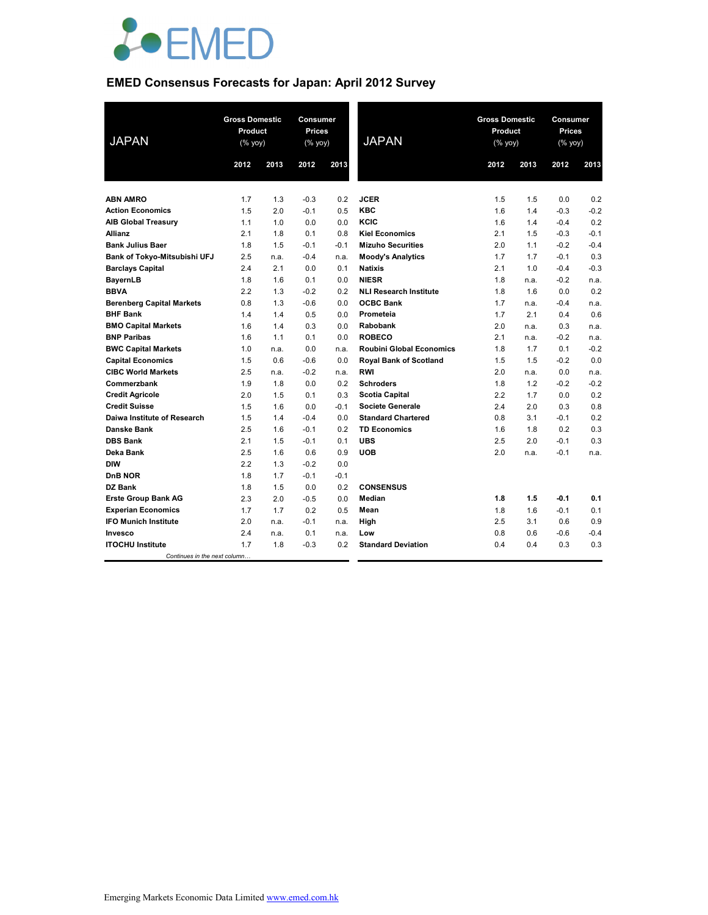# EMED Consensus Forecasts for Japan: April 2012 Survey

| JAPAN | Gross Domestic Product (% yoy) | | Consumer Prices (% yoy) | |
|---|---|---|---|---|
| | 2012 | 2013 | 2012 | 2013 |
| **ABN AMRO** | 1.7 | 1.3 | -0.3 | 0.2 |
| **Action Economics** | 1.5 | 2.0 | -0.1 | 0.5 |
| **AIB Global Treasury** | 1.1 | 1.0 | 0.0 | 0.0 |
| **Allianz** | 2.1 | 1.8 | 0.1 | 0.8 |
| **Bank Julius Baer** | 1.8 | 1.5 | -0.1 | -0.1 |
| **Bank of Tokyo-Mitsubishi UFJ** | 2.5 | n.a. | -0.4 | n.a. |
| **Barclays Capital** | 2.4 | 2.1 | 0.0 | 0.1 |
| **BayernLB** | 1.8 | 1.6 | 0.1 | 0.0 |
| **BBVA** | 2.2 | 1.3 | -0.2 | 0.2 |
| **Berenberg Capital Markets** | 0.8 | 1.3 | -0.6 | 0.0 |
| **BHF Bank** | 1.4 | 1.4 | 0.5 | 0.0 |
| **BMO Capital Markets** | 1.6 | 1.4 | 0.3 | 0.0 |
| **BNP Paribas** | 1.6 | 1.1 | 0.1 | 0.0 |
| **BWC Capital Markets** | 1.0 | n.a. | 0.0 | n.a. |
| **Capital Economics** | 1.5 | 0.6 | -0.6 | 0.0 |
| **CIBC World Markets** | 2.5 | n.a. | -0.2 | n.a. |
| **Commerzbank** | 1.9 | 1.8 | 0.0 | 0.2 |
| **Credit Agricole** | 2.0 | 1.5 | 0.1 | 0.3 |
| **Credit Suisse** | 1.5 | 1.6 | 0.0 | -0.1 |
| **Daiwa Institute of Research** | 1.5 | 1.4 | -0.4 | 0.0 |
| **Danske Bank** | 2.5 | 1.6 | -0.1 | 0.2 |
| **DBS Bank** | 2.1 | 1.5 | -0.1 | 0.1 |
| **Deka Bank** | 2.5 | 1.6 | 0.6 | 0.9 |
| **DIW** | 2.2 | 1.3 | -0.2 | 0.0 |
| **DnB NOR** | 1.8 | 1.7 | -0.1 | -0.1 |
| **DZ Bank** | 1.8 | 1.5 | 0.0 | 0.2 |
| **Erste Group Bank AG** | 2.3 | 2.0 | -0.5 | 0.0 |
| **Experian Economics** | 1.7 | 1.7 | 0.2 | 0.5 |
| **IFO Munich Institute** | 2.0 | n.a. | -0.1 | n.a. |
| **Invesco** | 2.4 | n.a. | 0.1 | n.a. |
| **ITOCHU Institute** | 1.7 | 1.8 | -0.3 | 0.2 |
| **JCER** | 1.5 | 1.5 | 0.0 | 0.2 |
| **KBC** | 1.6 | 1.4 | -0.3 | -0.2 |
| **KCIC** | 1.6 | 1.4 | -0.4 | 0.2 |
| **Kiel Economics** | 2.1 | 1.5 | -0.3 | -0.1 |
| **Mizuho Securities** | 2.0 | 1.1 | -0.2 | -0.4 |
| **Moody's Analytics** | 1.7 | 1.7 | -0.1 | 0.3 |
| **Natixis** | 2.1 | 1.0 | -0.4 | -0.3 |
| **NIESR** | 1.8 | n.a. | -0.2 | n.a. |
| **NLI Research Institute** | 1.8 | 1.6 | 0.0 | 0.2 |
| **OCBC Bank** | 1.7 | n.a. | -0.4 | n.a. |
| **Prometeia** | 1.7 | 2.1 | 0.4 | 0.6 |
| **Rabobank** | 2.0 | n.a. | 0.3 | n.a. |
| **ROBECO** | 2.1 | n.a. | -0.2 | n.a. |
| **Roubini Global Economics** | 1.8 | 1.7 | 0.1 | -0.2 |
| **Royal Bank of Scotland** | 1.5 | 1.5 | -0.2 | 0.0 |
| **RWI** | 2.0 | n.a. | 0.0 | n.a. |
| **Schroders** | 1.8 | 1.2 | -0.2 | -0.2 |
| **Scotia Capital** | 2.2 | 1.7 | 0.0 | 0.2 |
| **Societe Generale** | 2.4 | 2.0 | 0.3 | 0.8 |
| **Standard Chartered** | 0.8 | 3.1 | -0.1 | 0.2 |
| **TD Economics** | 1.6 | 1.8 | 0.2 | 0.3 |
| **UBS** | 2.5 | 2.0 | -0.1 | 0.3 |
| **UOB** | 2.0 | n.a. | -0.1 | n.a. |
| **CONSENSUS** | | | | |
| **Median** | **1.8** | **1.5** | **-0.1** | **0.1** |
| **Mean** | 1.8 | 1.6 | -0.1 | 0.1 |
| **High** | 2.5 | 3.1 | 0.6 | 0.9 |
| **Low** | 0.8 | 0.6 | -0.6 | -0.4 |
| **Standard Deviation** | 0.4 | 0.4 | 0.3 | 0.3 |

Emerging Markets Economic Data Limited www.emed.com.hk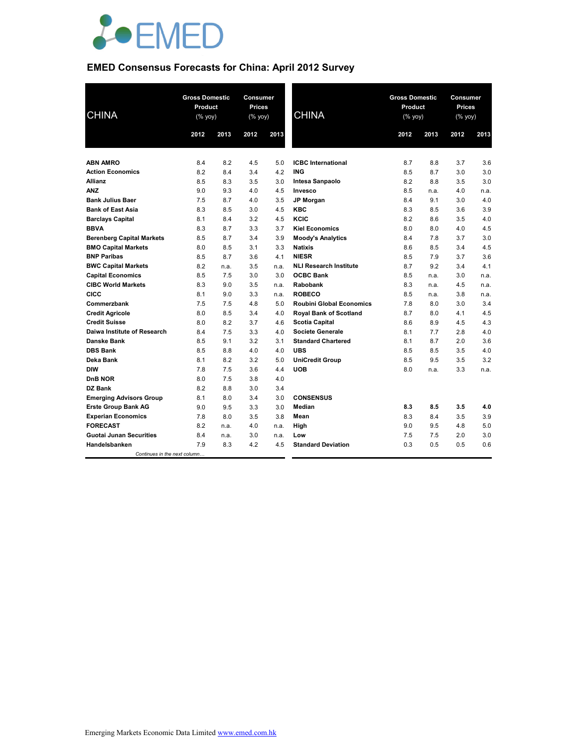# EMED

## EMED Consensus Forecasts for China: April 2012 Survey

| CHINA | Gross Domestic Product (% yoy) | | Consumer Prices (% yoy) | |
|---|---|---|---|---|
| | 2012 | 2013 | 2012 | 2013 |
| ABN AMRO | 8.4 | 8.2 | 4.5 | 5.0 |
| Action Economics | 8.2 | 8.4 | 3.4 | 4.2 |
| Allianz | 8.5 | 8.3 | 3.5 | 3.0 |
| ANZ | 9.0 | 9.3 | 4.0 | 4.5 |
| Bank Julius Baer | 7.5 | 8.7 | 4.0 | 3.5 |
| Bank of East Asia | 8.3 | 8.5 | 3.0 | 4.5 |
| Barclays Capital | 8.1 | 8.4 | 3.2 | 4.5 |
| BBVA | 8.3 | 8.7 | 3.3 | 3.7 |
| Berenberg Capital Markets | 8.5 | 8.7 | 3.4 | 3.9 |
| BMO Capital Markets | 8.0 | 8.5 | 3.1 | 3.3 |
| BNP Paribas | 8.5 | 8.7 | 3.6 | 4.1 |
| BWC Capital Markets | 8.2 | n.a. | 3.5 | n.a. |
| Capital Economics | 8.5 | 7.5 | 3.0 | 3.0 |
| CIBC World Markets | 8.3 | 9.0 | 3.5 | n.a. |
| CICC | 8.1 | 9.0 | 3.3 | n.a. |
| Commerzbank | 7.5 | 7.5 | 4.8 | 5.0 |
| Credit Agricole | 8.0 | 8.5 | 3.4 | 4.0 |
| Credit Suisse | 8.0 | 8.2 | 3.7 | 4.6 |
| Daiwa Institute of Research | 8.4 | 7.5 | 3.3 | 4.0 |
| Danske Bank | 8.5 | 9.1 | 3.2 | 3.1 |
| DBS Bank | 8.5 | 8.8 | 4.0 | 4.0 |
| Deka Bank | 8.1 | 8.2 | 3.2 | 5.0 |
| DIW | 7.8 | 7.5 | 3.6 | 4.4 |
| DnB NOR | 8.0 | 7.5 | 3.8 | 4.0 |
| DZ Bank | 8.2 | 8.8 | 3.0 | 3.4 |
| Emerging Advisors Group | 8.1 | 8.0 | 3.4 | 3.0 |
| Erste Group Bank AG | 9.0 | 9.5 | 3.3 | 3.0 |
| Experian Economics | 7.8 | 8.0 | 3.5 | 3.8 |
| FORECAST | 8.2 | n.a. | 4.0 | n.a. |
| Guotai Junan Securities | 8.4 | n.a. | 3.0 | n.a. |
| Handelsbanken | 7.9 | 8.3 | 4.2 | 4.5 |
| ICBC International | 8.7 | 8.8 | 3.7 | 3.6 |
| ING | 8.5 | 8.7 | 3.0 | 3.0 |
| Intesa Sanpaolo | 8.2 | 8.8 | 3.5 | 3.0 |
| Invesco | 8.5 | n.a. | 4.0 | n.a. |
| JP Morgan | 8.4 | 9.1 | 3.0 | 4.0 |
| KBC | 8.3 | 8.5 | 3.6 | 3.9 |
| KCIC | 8.2 | 8.6 | 3.5 | 4.0 |
| Kiel Economics | 8.0 | 8.0 | 4.0 | 4.5 |
| Moody's Analytics | 8.4 | 7.8 | 3.7 | 3.0 |
| Natixis | 8.6 | 8.5 | 3.4 | 4.5 |
| NIESR | 8.5 | 7.9 | 3.7 | 3.6 |
| NLI Research Institute | 8.7 | 9.2 | 3.4 | 4.1 |
| OCBC Bank | 8.5 | n.a. | 3.0 | n.a. |
| Rabobank | 8.3 | n.a. | 4.5 | n.a. |
| ROBECO | 8.5 | n.a. | 3.8 | n.a. |
| Roubini Global Economics | 7.8 | 8.0 | 3.0 | 3.4 |
| Royal Bank of Scotland | 8.7 | 8.0 | 4.1 | 4.5 |
| Scotia Capital | 8.6 | 8.9 | 4.5 | 4.3 |
| Societe Generale | 8.1 | 7.7 | 2.8 | 4.0 |
| Standard Chartered | 8.1 | 8.7 | 2.0 | 3.6 |
| UBS | 8.5 | 8.5 | 3.5 | 4.0 |
| UniCredit Group | 8.5 | 9.5 | 3.5 | 3.2 |
| UOB | 8.0 | n.a. | 3.3 | n.a. |
| **CONSENSUS** | | | | |
| Median | **8.3** | **8.5** | **3.5** | **4.0** |
| Mean | 8.3 | 8.4 | 3.5 | 3.9 |
| High | 9.0 | 9.5 | 4.8 | 5.0 |
| Low | 7.5 | 7.5 | 2.0 | 3.0 |
| Standard Deviation | 0.3 | 0.5 | 0.5 | 0.6 |

*Continues in the next column…*

Emerging Markets Economic Data Limited www.emed.com.hk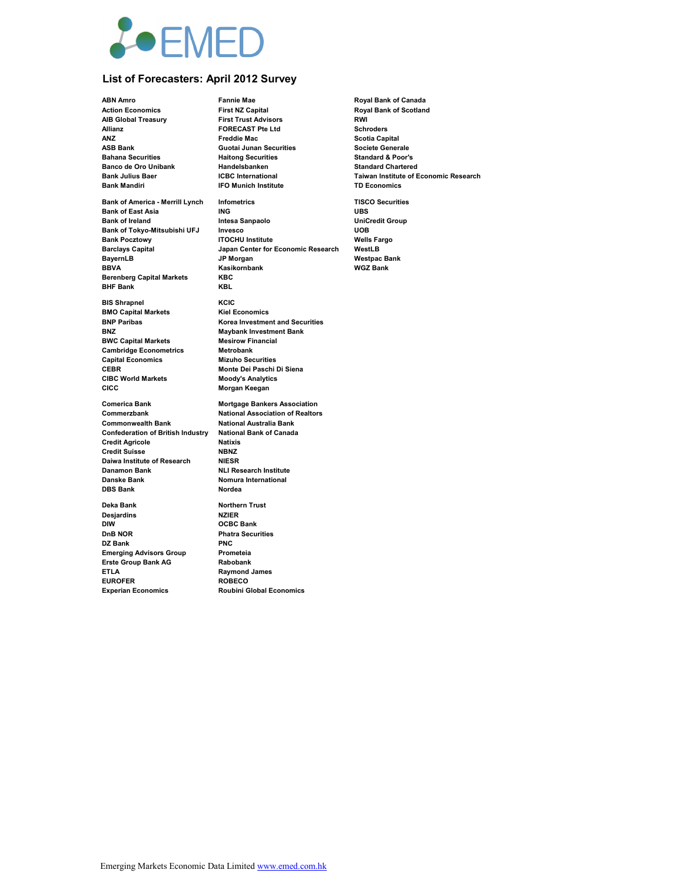EMED

## List of Forecasters: April 2012 Survey

ABN Amro
Action Economics
AIB Global Treasury
Allianz
ANZ
ASB Bank
Bahana Securities
Banco de Oro Unibank
Bank Julius Baer
Bank Mandiri

Bank of America - Merrill Lynch
Bank of East Asia
Bank of Ireland
Bank of Tokyo-Mitsubishi UFJ
Bank Pocztowy
Barclays Capital
BayernLB
BBVA
Berenberg Capital Markets
BHF Bank

BIS Shrapnel
BMO Capital Markets
BNP Paribas
BNZ
BWC Capital Markets
Cambridge Econometrics
Capital Economics
CEBR
CIBC World Markets
CICC

Comerica Bank
Commerzbank
Commonwealth Bank
Confederation of British Industry
Credit Agricole
Credit Suisse
Daiwa Institute of Research
Danamon Bank
Danske Bank
DBS Bank

Deka Bank
Desjardins
DIW
DnB NOR
DZ Bank
Emerging Advisors Group
Erste Group Bank AG
ETLA
EUROFER
Experian Economics

Fannie Mae
First NZ Capital
First Trust Advisors
FORECAST Pte Ltd
Freddie Mac
Guotai Junan Securities
Haitong Securities
Handelsbanken
ICBC International
IFO Munich Institute

Infometrics
ING
Intesa Sanpaolo
Invesco
ITOCHU Institute
Japan Center for Economic Research
JP Morgan
Kasikornbank
KBC
KBL

KCIC
Kiel Economics
Korea Investment and Securities
Maybank Investment Bank
Mesirow Financial
Metrobank
Mizuho Securities
Monte Dei Paschi Di Siena
Moody's Analytics
Morgan Keegan

Mortgage Bankers Association
National Association of Realtors
National Australia Bank
National Bank of Canada
Natixis
NBNZ
NIESR
NLI Research Institute
Nomura International
Nordea

Northern Trust
NZIER
OCBC Bank
Phatra Securities
PNC
Prometeia
Rabobank
Raymond James
ROBECO
Roubini Global Economics

Royal Bank of Canada
Royal Bank of Scotland
RWI
Schroders
Scotia Capital
Societe Generale
Standard & Poor's
Standard Chartered
Taiwan Institute of Economic Research
TD Economics

TISCO Securities
UBS
UniCredit Group
UOB
Wells Fargo
WestLB
Westpac Bank
WGZ Bank

Emerging Markets Economic Data Limited www.emed.com.hk